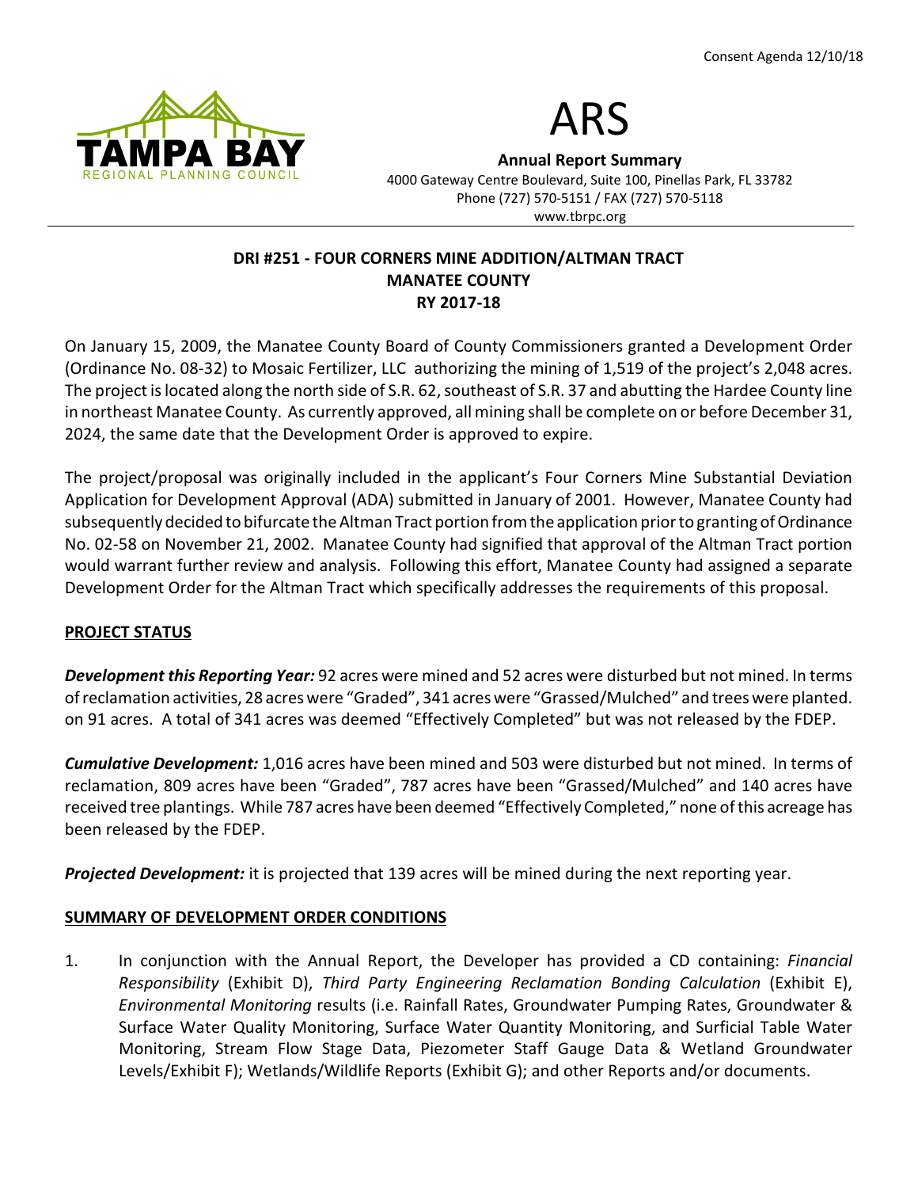Consent Agenda 12/10/18

TAMPA BAY
REGIONAL PLANNING COUNCIL

# ARS

**Annual Report Summary**
4000 Gateway Centre Boulevard, Suite 100, Pinellas Park, FL 33782
Phone (727) 570-5151 / FAX (727) 570-5118
www.tbrpc.org

## DRI #251 - FOUR CORNERS MINE ADDITION/ALTMAN TRACT
## MANATEE COUNTY
## RY 2017-18

On January 15, 2009, the Manatee County Board of County Commissioners granted a Development Order (Ordinance No. 08-32) to Mosaic Fertilizer, LLC authorizing the mining of 1,519 of the project's 2,048 acres. The project is located along the north side of S.R. 62, southeast of S.R. 37 and abutting the Hardee County line in northeast Manatee County. As currently approved, all mining shall be complete on or before December 31, 2024, the same date that the Development Order is approved to expire.

The project/proposal was originally included in the applicant's Four Corners Mine Substantial Deviation Application for Development Approval (ADA) submitted in January of 2001. However, Manatee County had subsequently decided to bifurcate the Altman Tract portion from the application prior to granting of Ordinance No. 02-58 on November 21, 2002. Manatee County had signified that approval of the Altman Tract portion would warrant further review and analysis. Following this effort, Manatee County had assigned a separate Development Order for the Altman Tract which specifically addresses the requirements of this proposal.

### PROJECT STATUS

***Development this Reporting Year:*** 92 acres were mined and 52 acres were disturbed but not mined. In terms of reclamation activities, 28 acres were "Graded", 341 acres were "Grassed/Mulched" and trees were planted. on 91 acres. A total of 341 acres was deemed "Effectively Completed" but was not released by the FDEP.

***Cumulative Development:*** 1,016 acres have been mined and 503 were disturbed but not mined. In terms of reclamation, 809 acres have been "Graded", 787 acres have been "Grassed/Mulched" and 140 acres have received tree plantings. While 787 acres have been deemed "Effectively Completed," none of this acreage has been released by the FDEP.

***Projected Development:*** it is projected that 139 acres will be mined during the next reporting year.

### SUMMARY OF DEVELOPMENT ORDER CONDITIONS

1. In conjunction with the Annual Report, the Developer has provided a CD containing: *Financial Responsibility* (Exhibit D), *Third Party Engineering Reclamation Bonding Calculation* (Exhibit E), *Environmental Monitoring* results (i.e. Rainfall Rates, Groundwater Pumping Rates, Groundwater & Surface Water Quality Monitoring, Surface Water Quantity Monitoring, and Surficial Table Water Monitoring, Stream Flow Stage Data, Piezometer Staff Gauge Data & Wetland Groundwater Levels/Exhibit F); Wetlands/Wildlife Reports (Exhibit G); and other Reports and/or documents.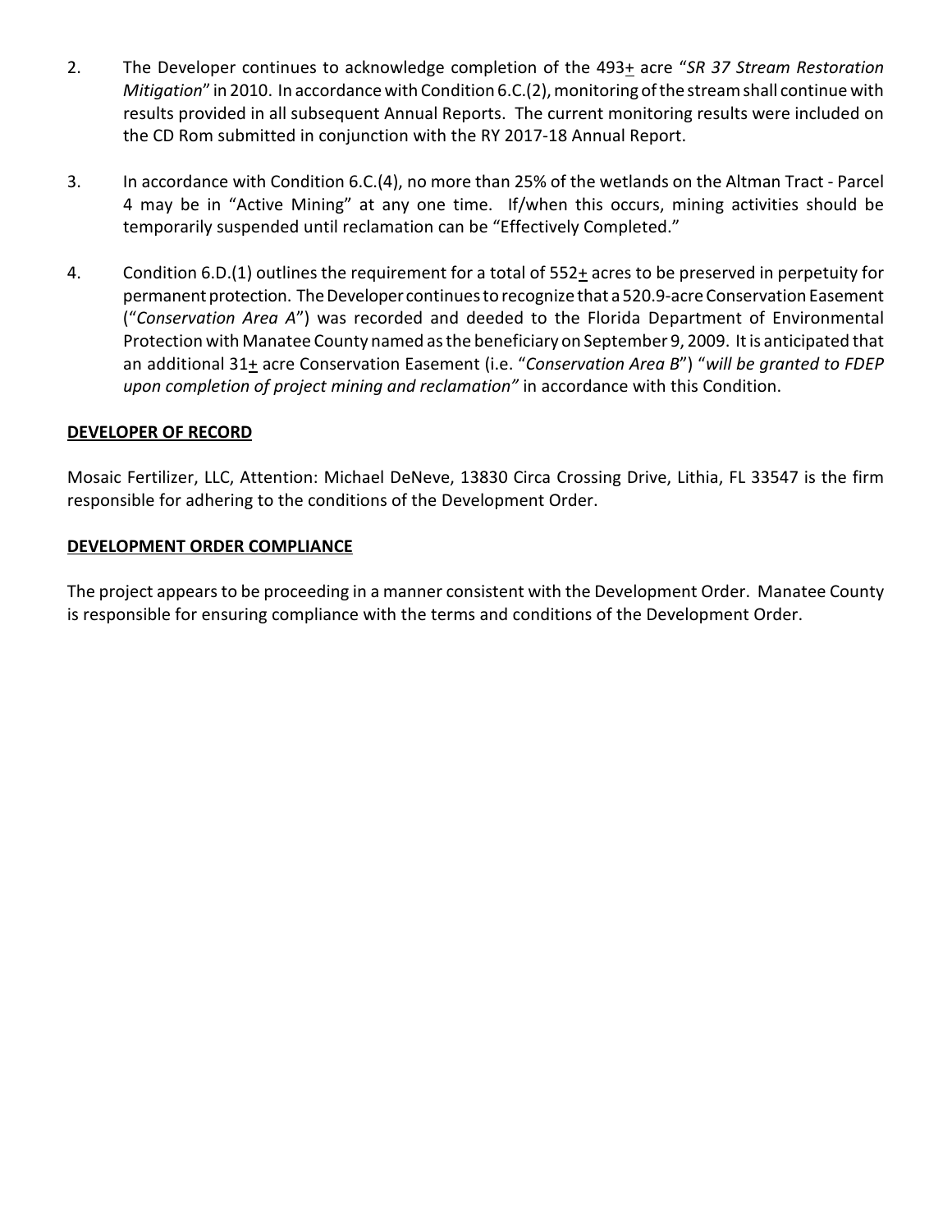2. The Developer continues to acknowledge completion of the 493± acre "*SR 37 Stream Restoration Mitigation*" in 2010. In accordance with Condition 6.C.(2), monitoring of the stream shall continue with results provided in all subsequent Annual Reports. The current monitoring results were included on the CD Rom submitted in conjunction with the RY 2017-18 Annual Report.

3. In accordance with Condition 6.C.(4), no more than 25% of the wetlands on the Altman Tract - Parcel 4 may be in "Active Mining" at any one time. If/when this occurs, mining activities should be temporarily suspended until reclamation can be "Effectively Completed."

4. Condition 6.D.(1) outlines the requirement for a total of 552± acres to be preserved in perpetuity for permanent protection. The Developer continues to recognize that a 520.9-acre Conservation Easement ("*Conservation Area A*") was recorded and deeded to the Florida Department of Environmental Protection with Manatee County named as the beneficiary on September 9, 2009. It is anticipated that an additional 31± acre Conservation Easement (i.e. "*Conservation Area B*") "*will be granted to FDEP upon completion of project mining and reclamation"* in accordance with this Condition.

**DEVELOPER OF RECORD**

Mosaic Fertilizer, LLC, Attention: Michael DeNeve, 13830 Circa Crossing Drive, Lithia, FL 33547 is the firm responsible for adhering to the conditions of the Development Order.

**DEVELOPMENT ORDER COMPLIANCE**

The project appears to be proceeding in a manner consistent with the Development Order. Manatee County is responsible for ensuring compliance with the terms and conditions of the Development Order.